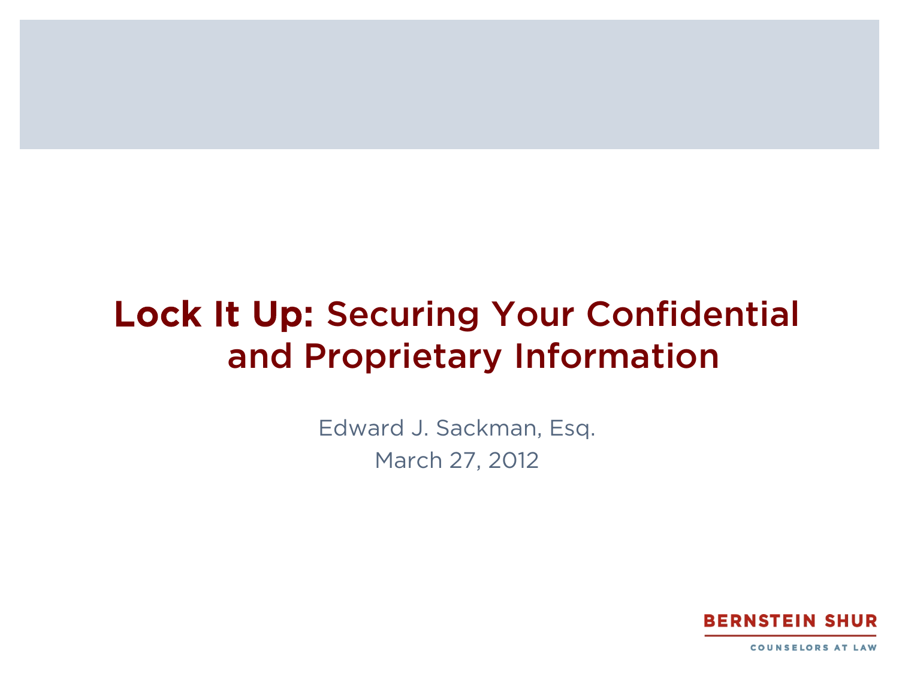# **Lock It Up:** Securing Your Confidential and Proprietary Information

Edward J. Sackman, Esq.

March 27, 2012

BERNSTEIN SHUR

COUNSELORS AT LAW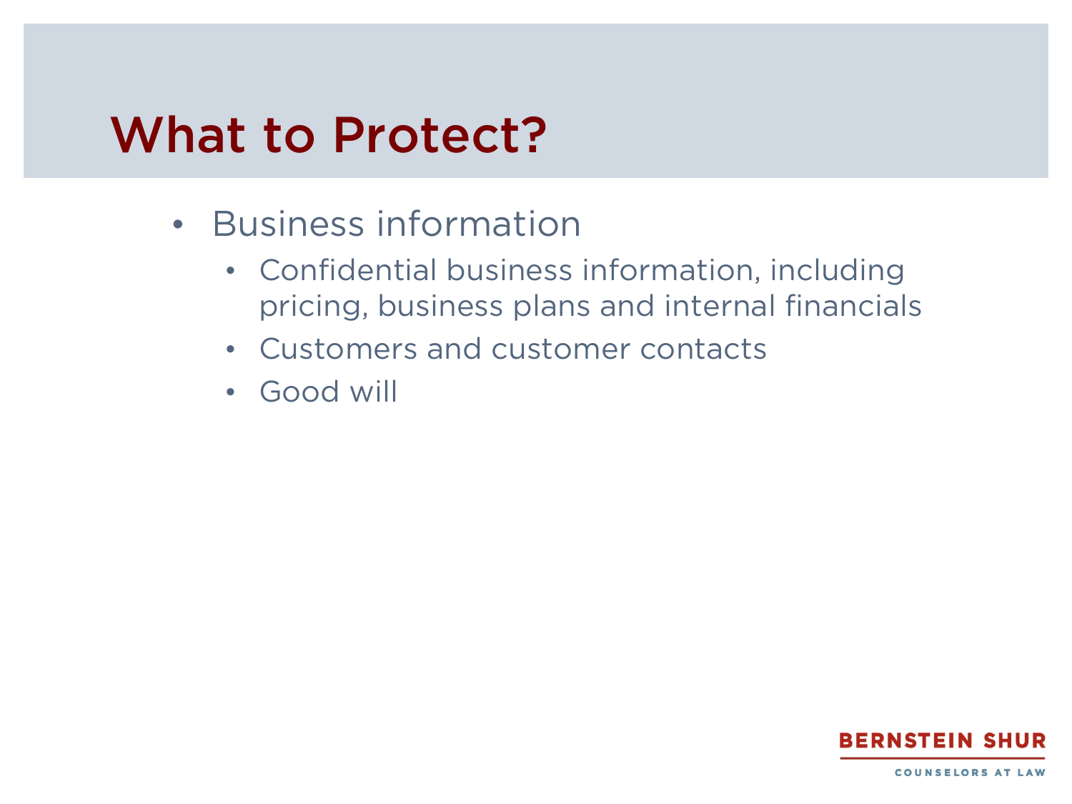# What to Protect?

- Business information
  - Confidential business information, including pricing, business plans and internal financials
  - Customers and customer contacts
  - Good will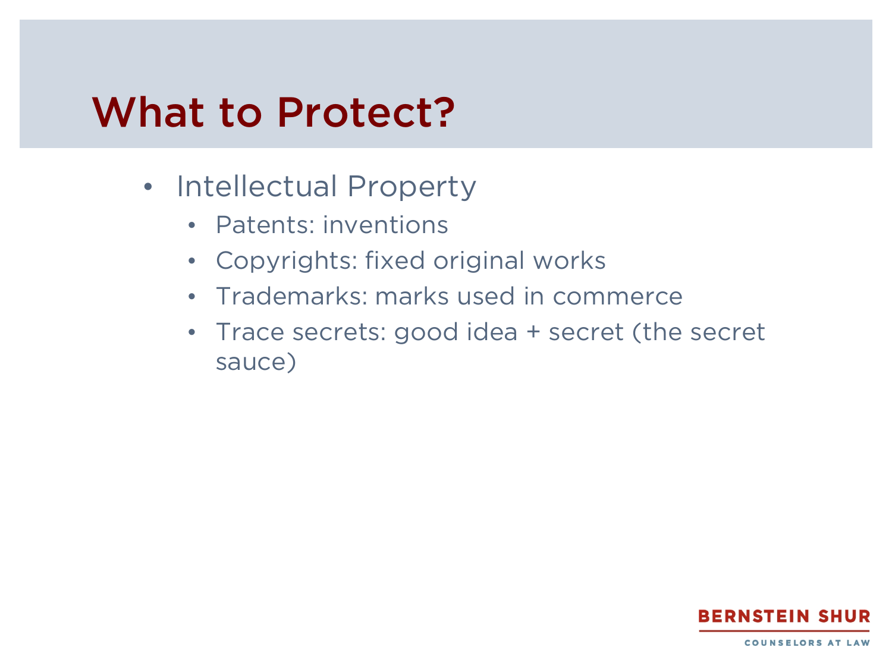# What to Protect?

- Intellectual Property
  - Patents: inventions
  - Copyrights: fixed original works
  - Trademarks: marks used in commerce
  - Trace secrets: good idea + secret (the secret sauce)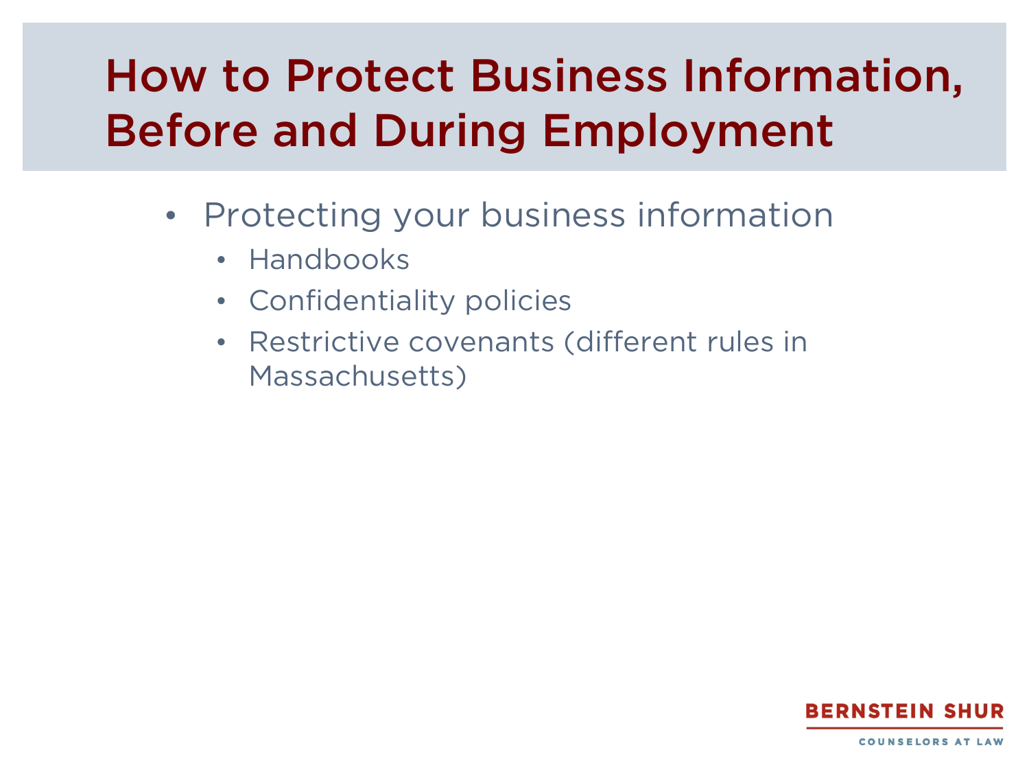# How to Protect Business Information, Before and During Employment

- Protecting your business information
  - Handbooks
  - Confidentiality policies
  - Restrictive covenants (different rules in Massachusetts)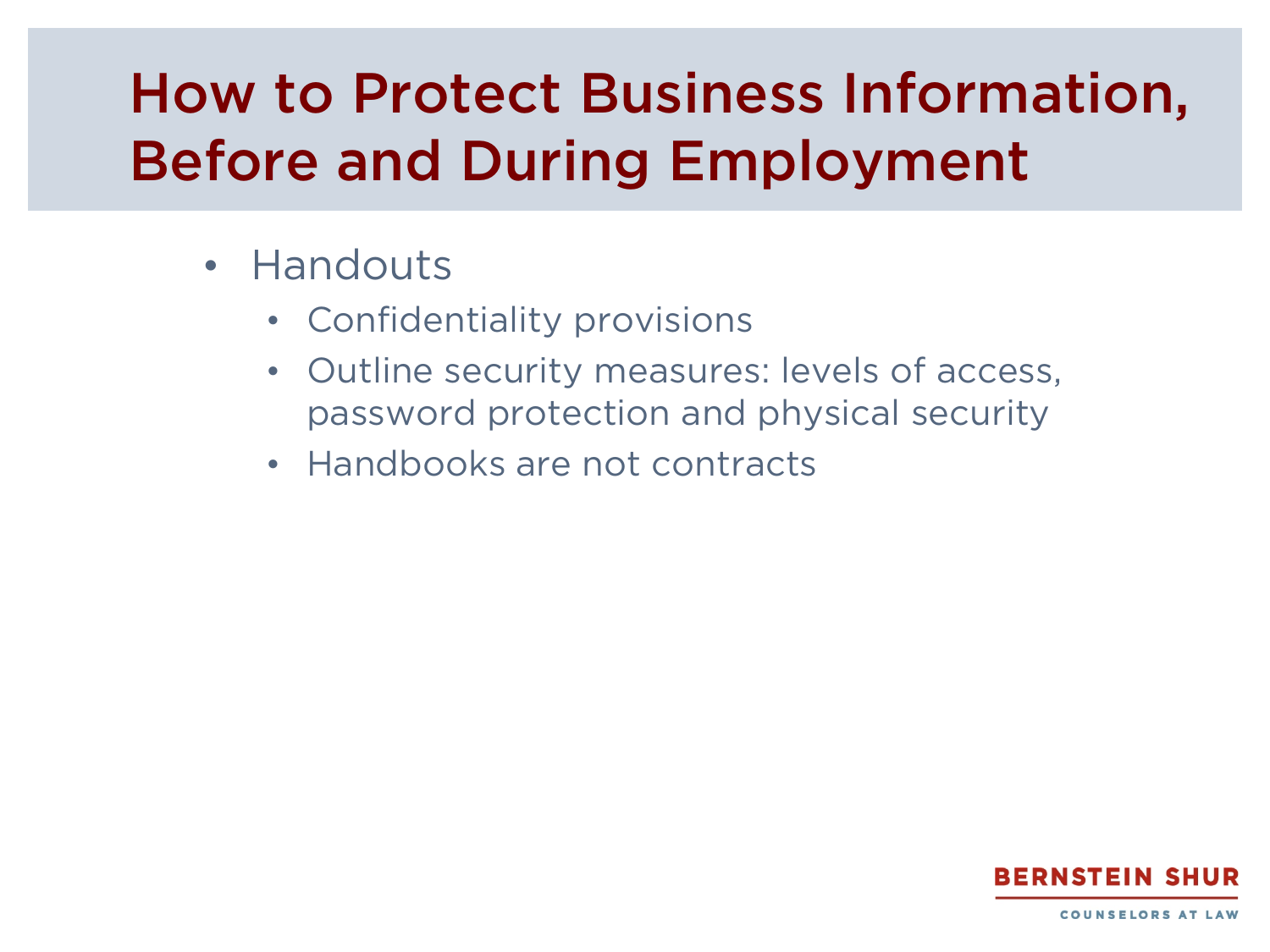# How to Protect Business Information, Before and During Employment

- Handouts
  - Confidentiality provisions
  - Outline security measures: levels of access, password protection and physical security
  - Handbooks are not contracts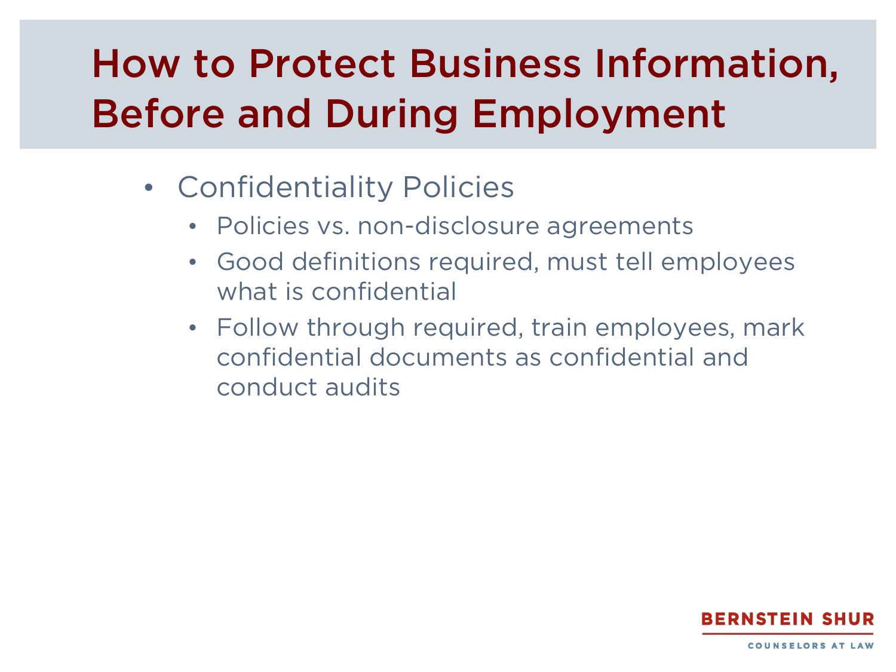# How to Protect Business Information, Before and During Employment

- Confidentiality Policies
  - Policies vs. non-disclosure agreements
  - Good definitions required, must tell employees what is confidential
  - Follow through required, train employees, mark confidential documents as confidential and conduct audits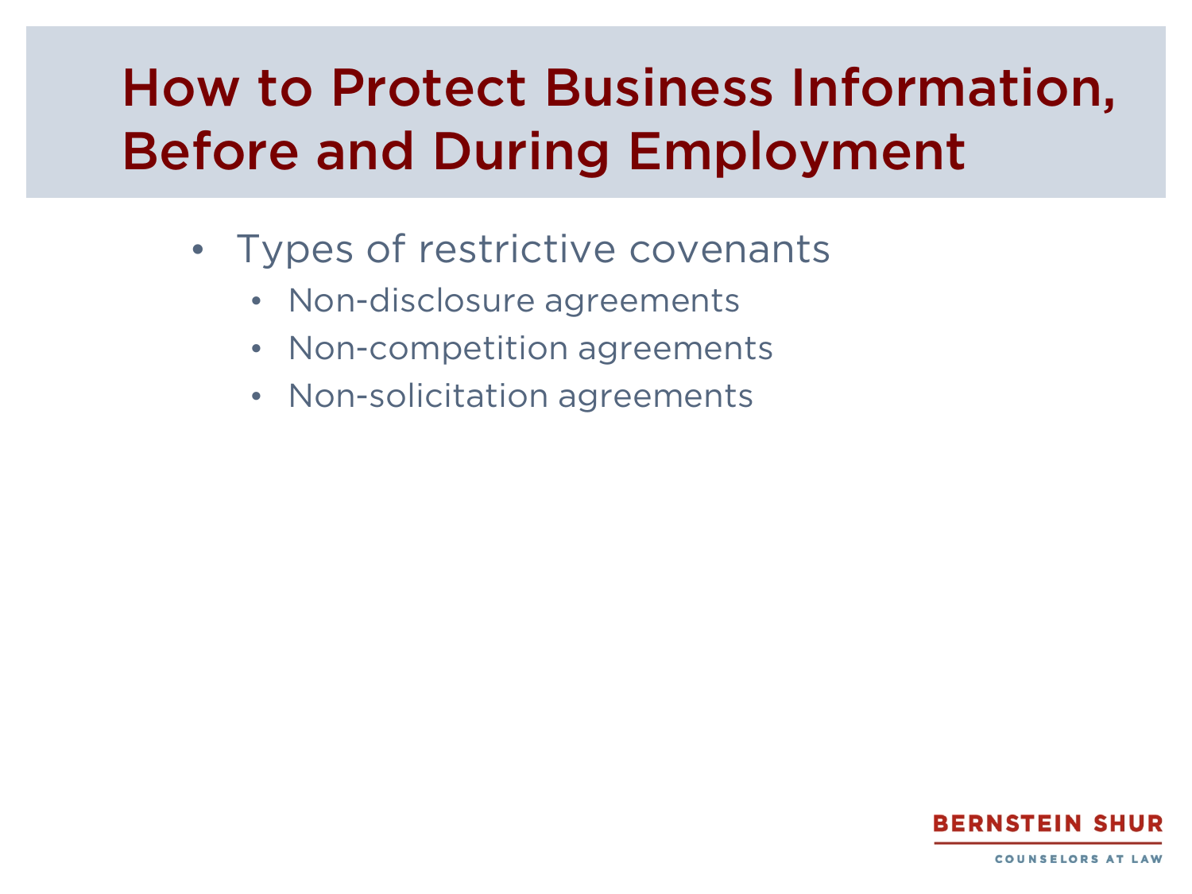# How to Protect Business Information, Before and During Employment

- Types of restrictive covenants
  - Non-disclosure agreements
  - Non-competition agreements
  - Non-solicitation agreements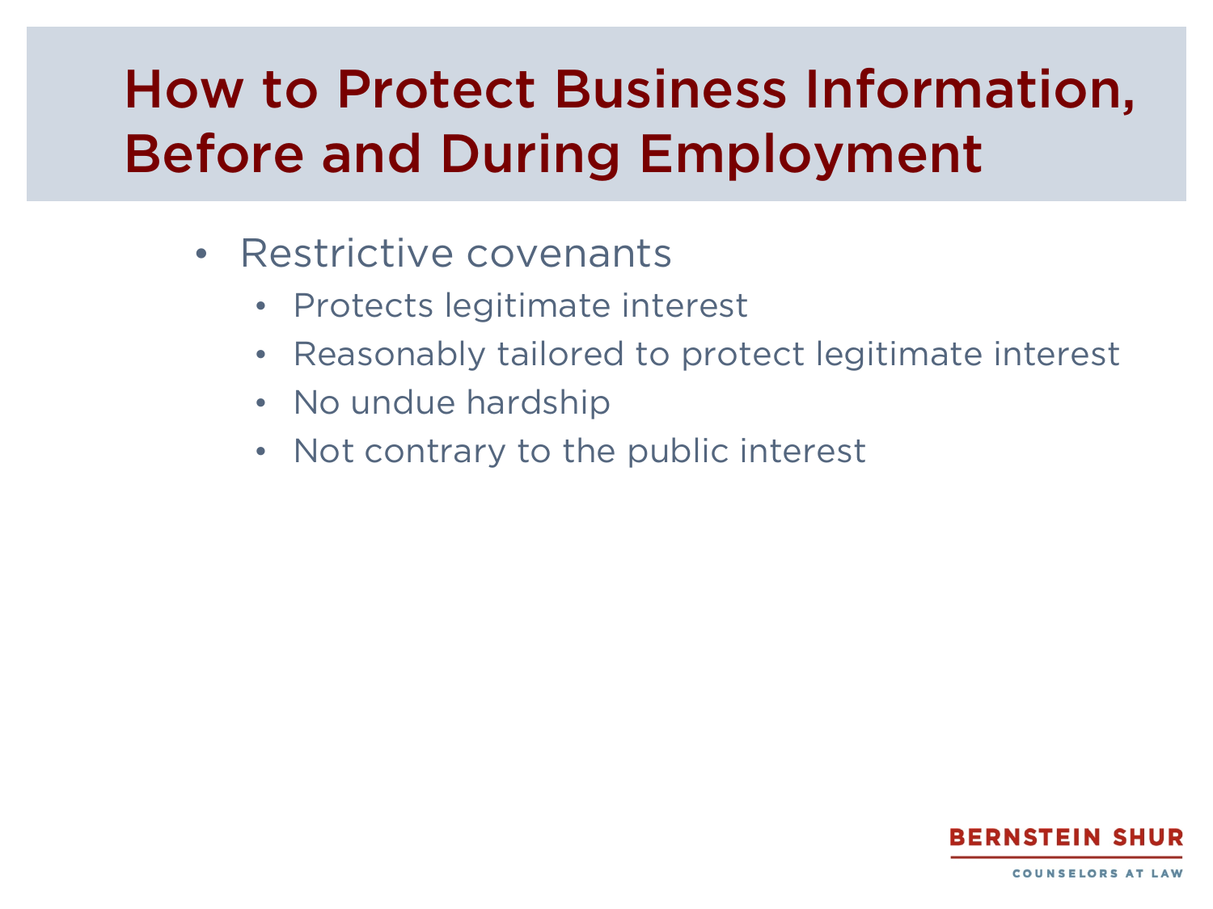# How to Protect Business Information, Before and During Employment

- Restrictive covenants
  - Protects legitimate interest
  - Reasonably tailored to protect legitimate interest
  - No undue hardship
  - Not contrary to the public interest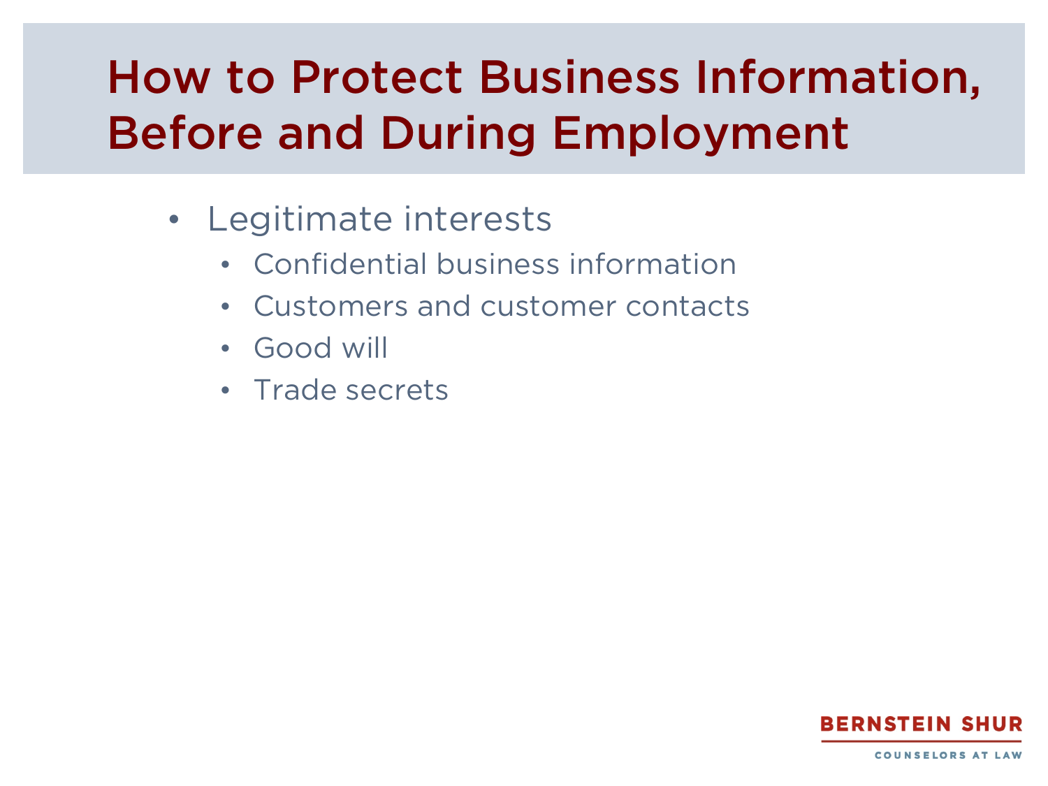# How to Protect Business Information, Before and During Employment

- Legitimate interests
  - Confidential business information
  - Customers and customer contacts
  - Good will
  - Trade secrets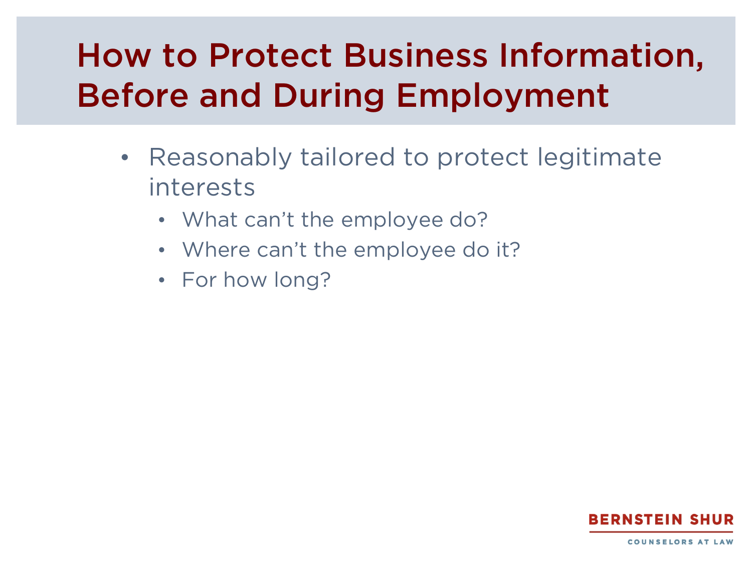# How to Protect Business Information, Before and During Employment

- Reasonably tailored to protect legitimate interests
  - What can't the employee do?
  - Where can't the employee do it?
  - For how long?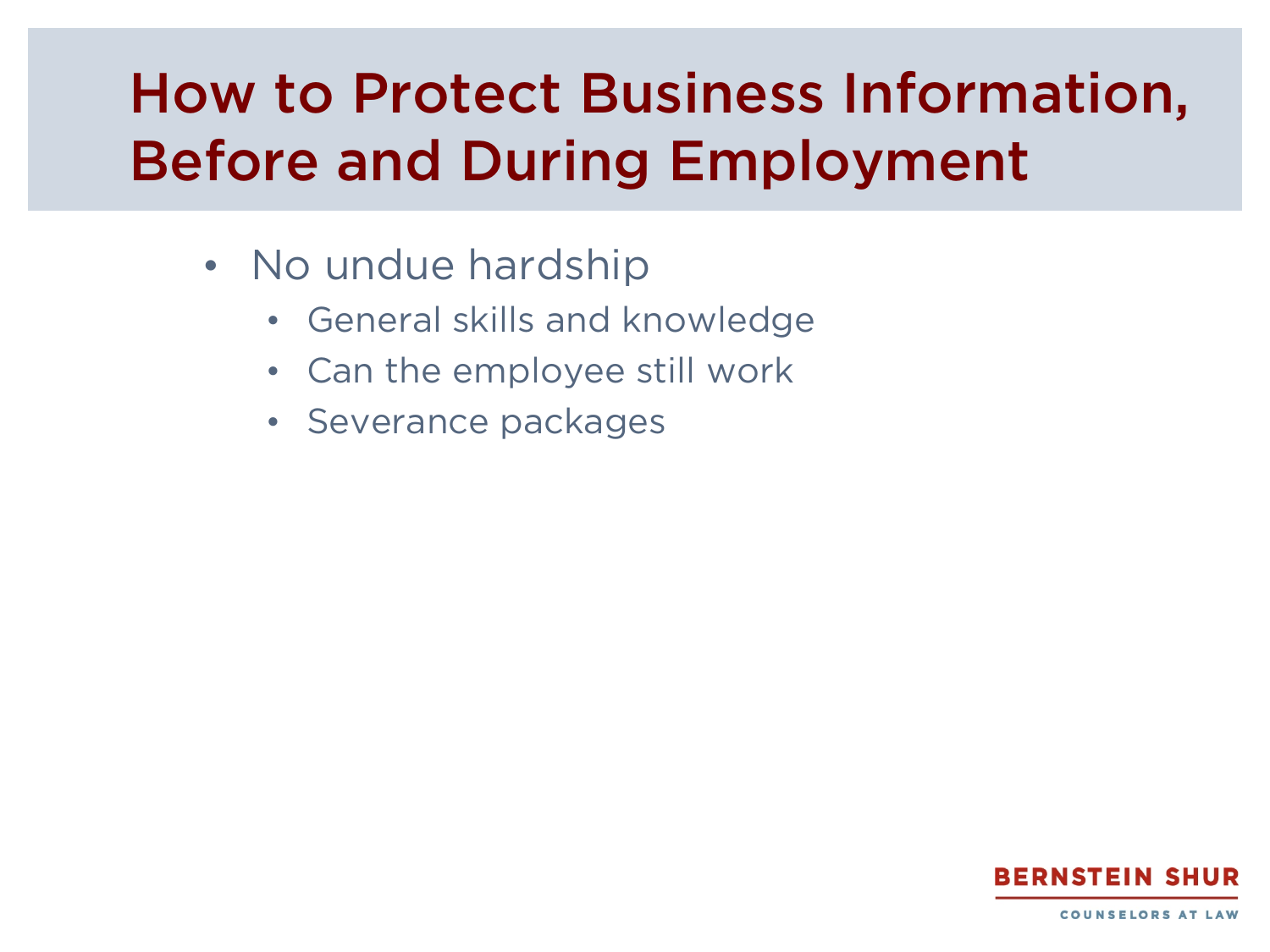# How to Protect Business Information, Before and During Employment

- No undue hardship
  - General skills and knowledge
  - Can the employee still work
  - Severance packages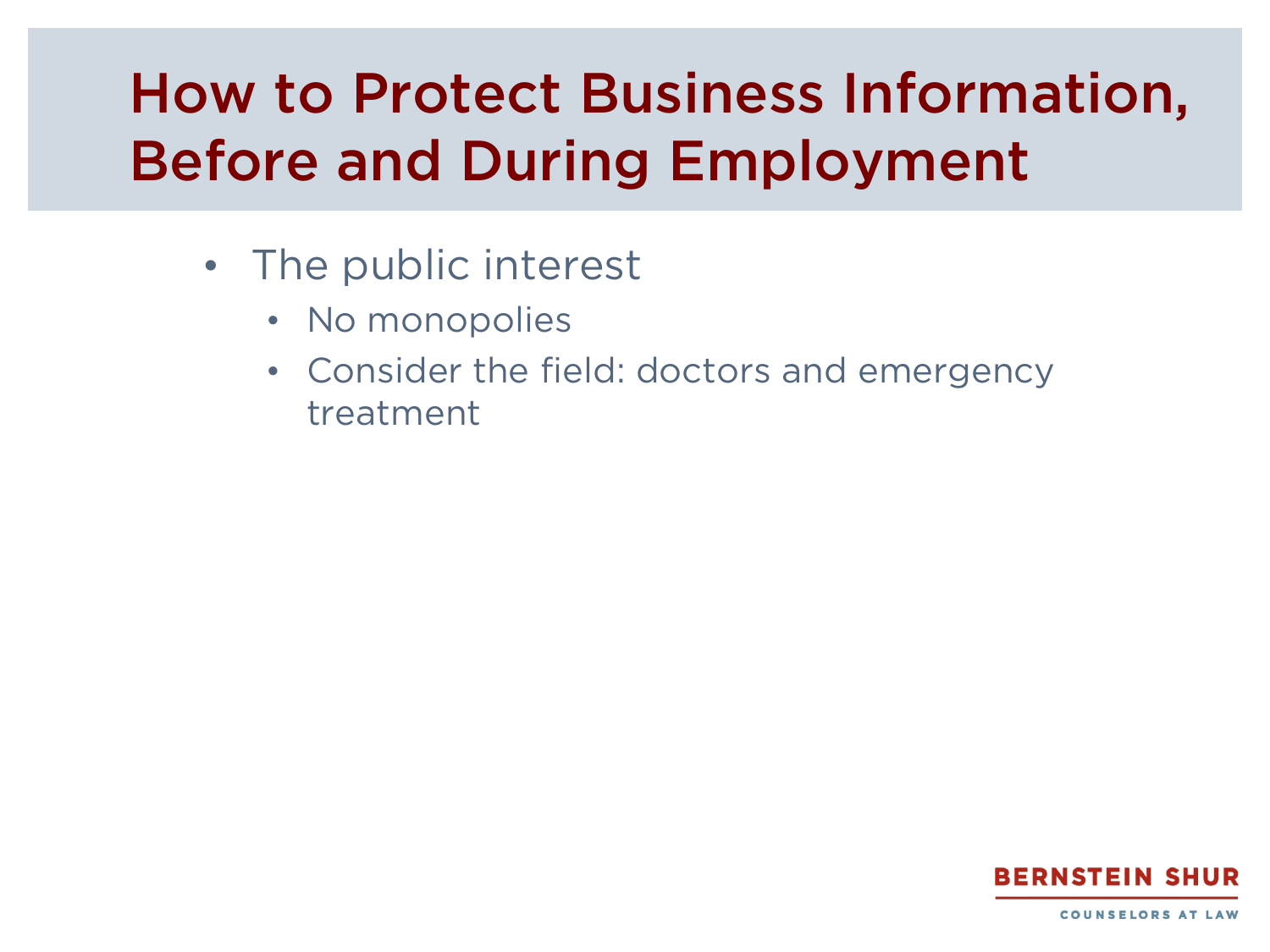# How to Protect Business Information, Before and During Employment

- The public interest
  - No monopolies
  - Consider the field: doctors and emergency treatment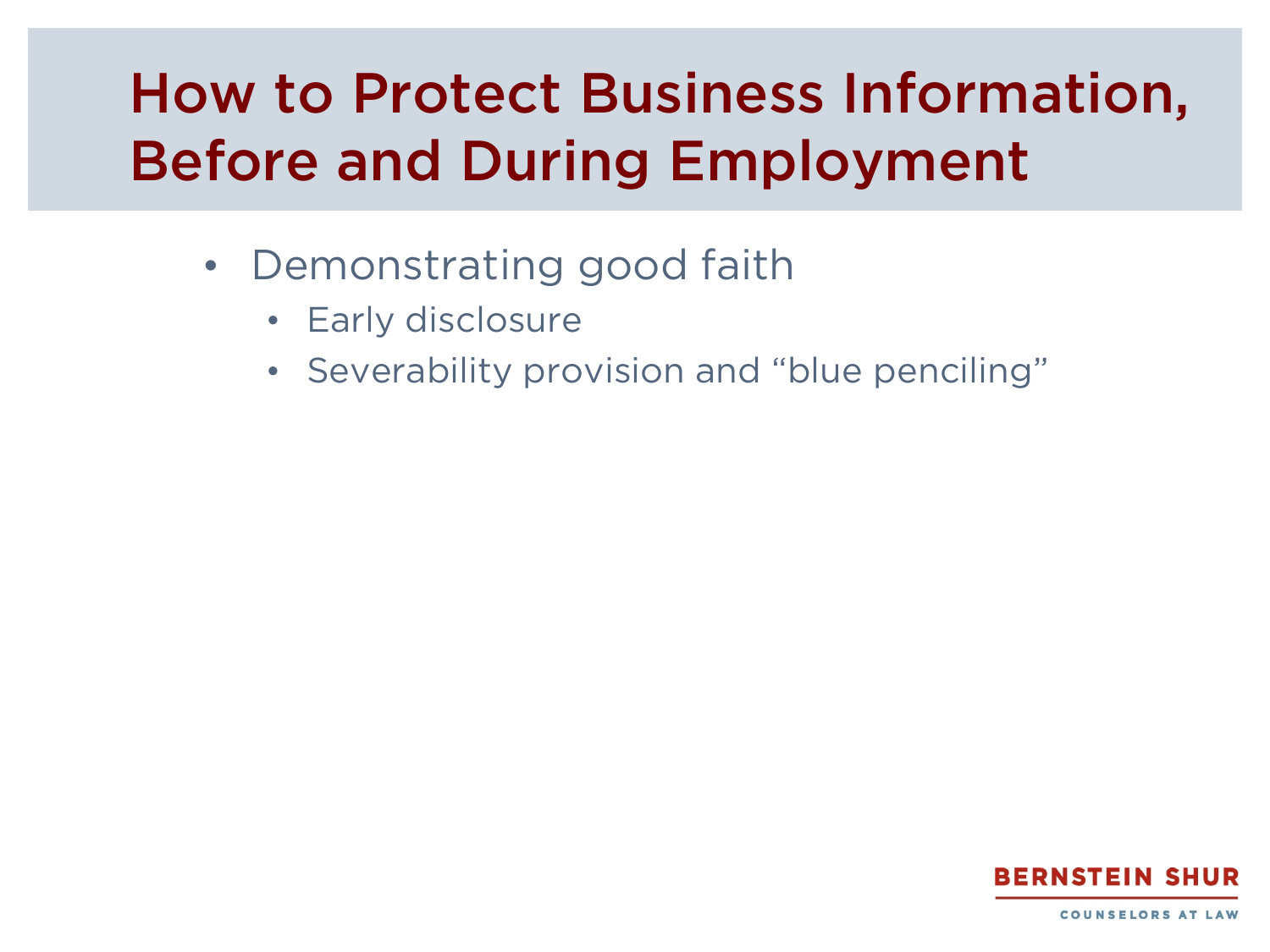# How to Protect Business Information, Before and During Employment

- Demonstrating good faith
  - Early disclosure
  - Severability provision and "blue penciling"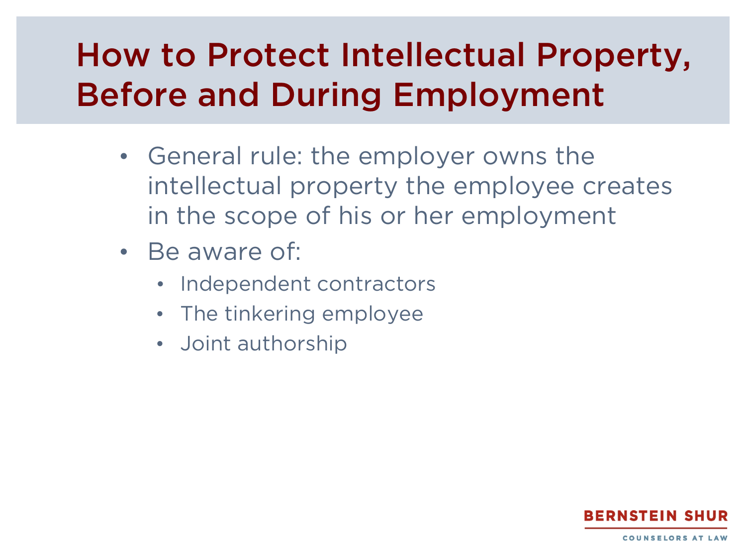# How to Protect Intellectual Property, Before and During Employment

- General rule: the employer owns the intellectual property the employee creates in the scope of his or her employment
- Be aware of:
  - Independent contractors
  - The tinkering employee
  - Joint authorship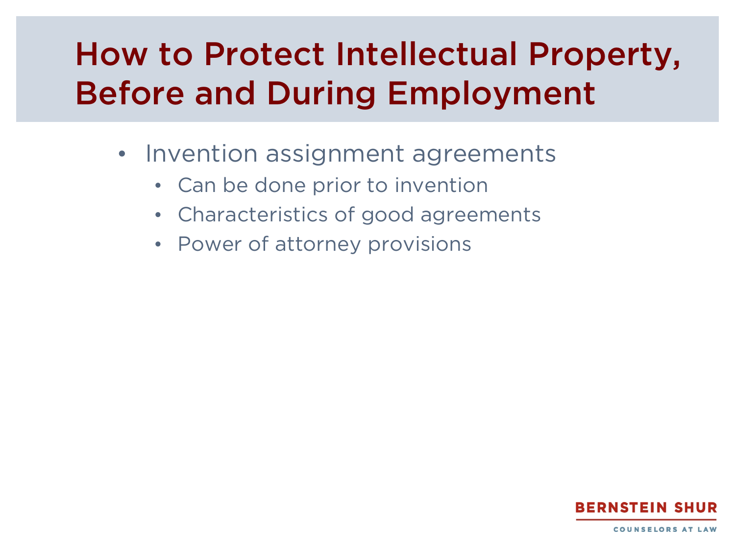# How to Protect Intellectual Property, Before and During Employment

- Invention assignment agreements
  - Can be done prior to invention
  - Characteristics of good agreements
  - Power of attorney provisions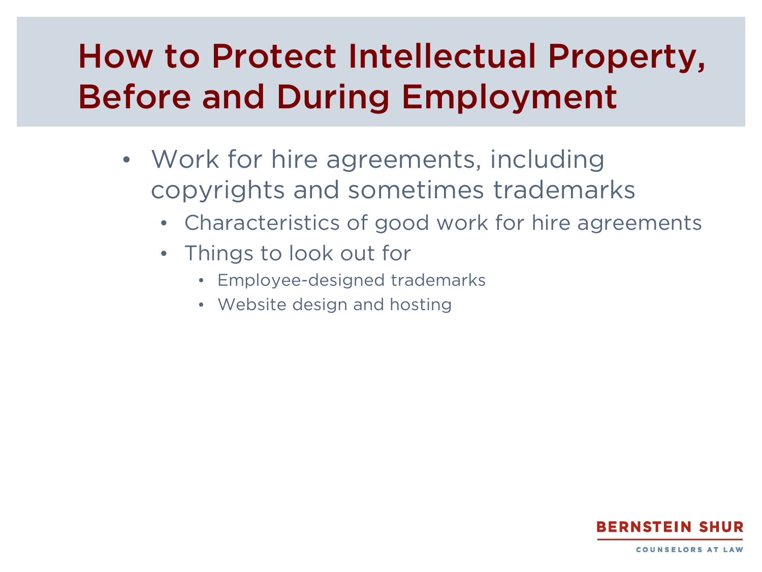# How to Protect Intellectual Property, Before and During Employment

- Work for hire agreements, including copyrights and sometimes trademarks
  - Characteristics of good work for hire agreements
  - Things to look out for
    - Employee-designed trademarks
    - Website design and hosting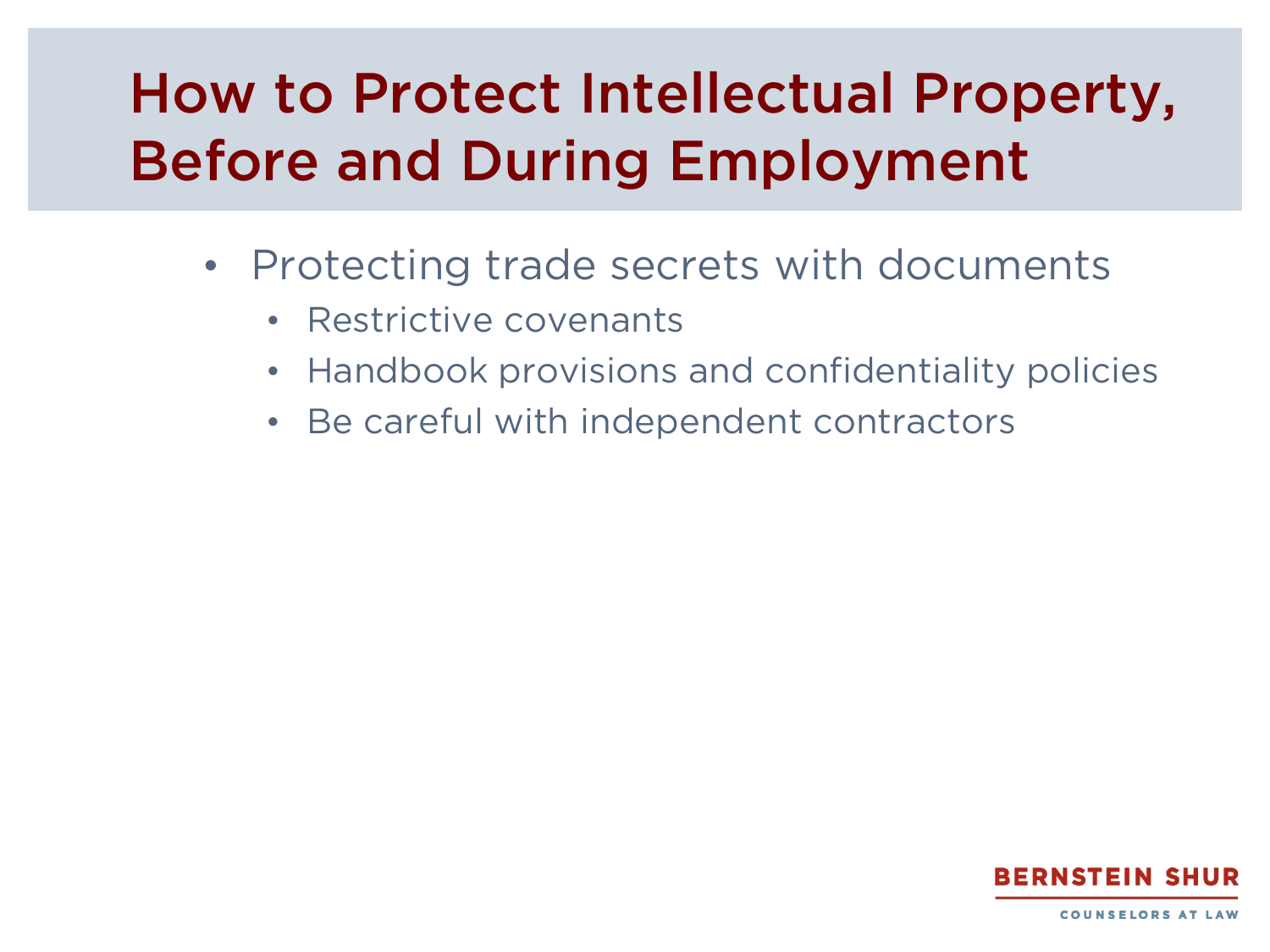# How to Protect Intellectual Property, Before and During Employment

- Protecting trade secrets with documents
  - Restrictive covenants
  - Handbook provisions and confidentiality policies
  - Be careful with independent contractors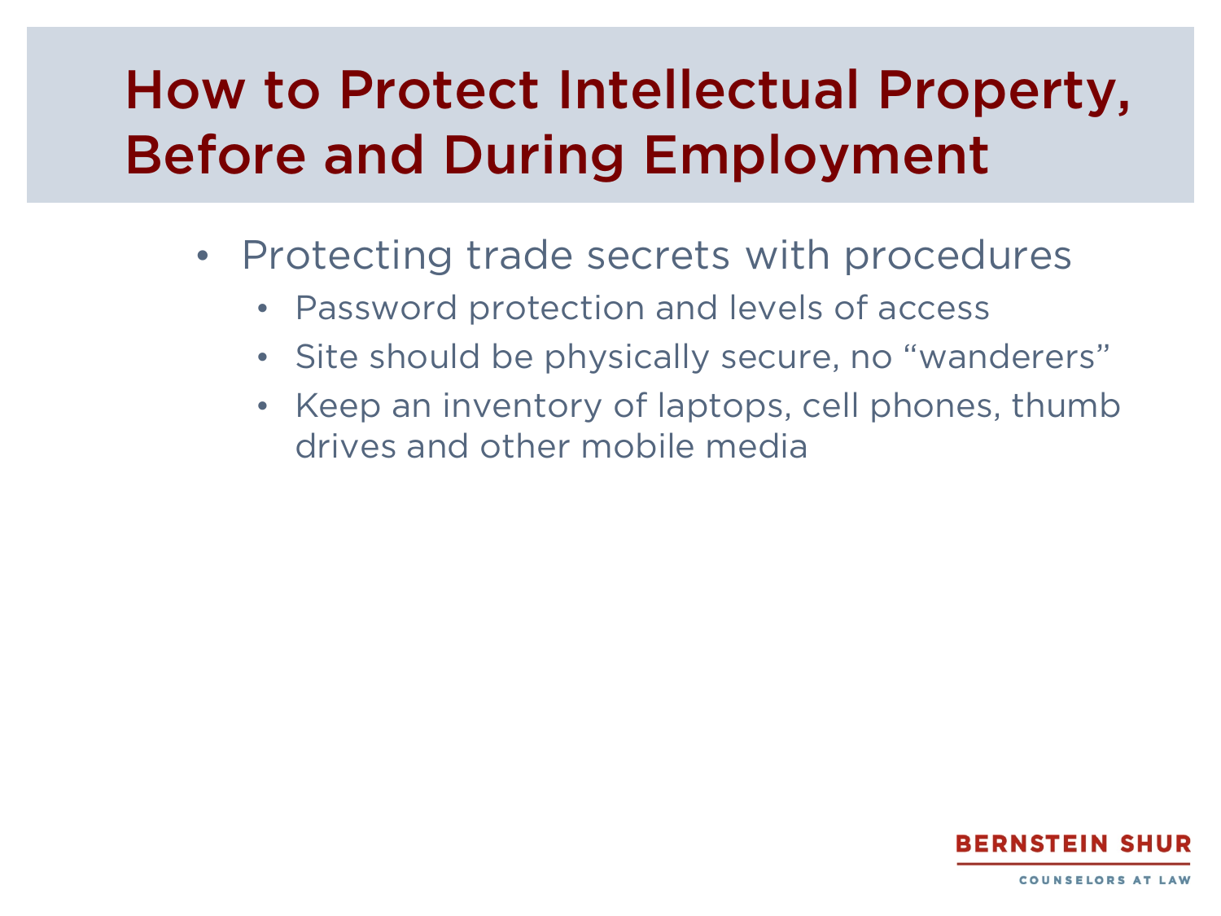# How to Protect Intellectual Property, Before and During Employment

- Protecting trade secrets with procedures
  - Password protection and levels of access
  - Site should be physically secure, no “wanderers”
  - Keep an inventory of laptops, cell phones, thumb drives and other mobile media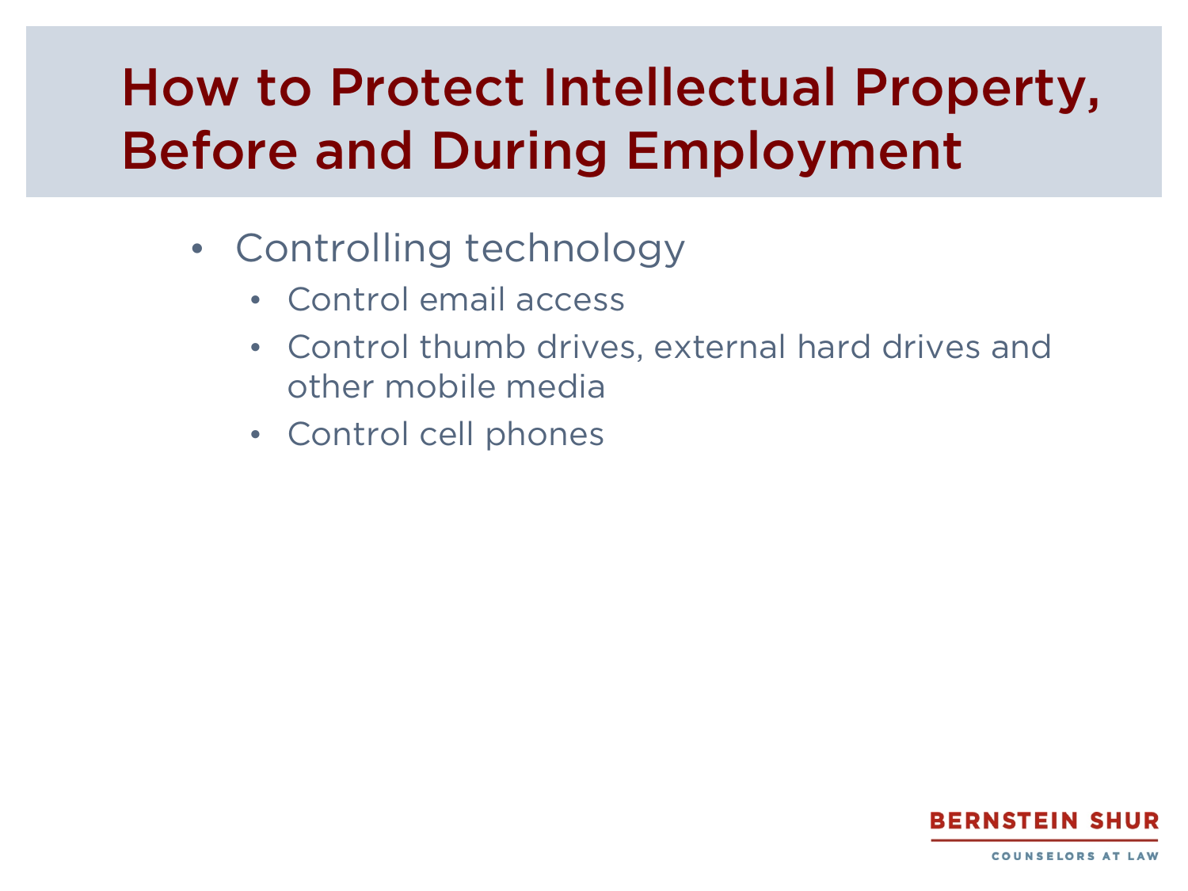# How to Protect Intellectual Property, Before and During Employment

- Controlling technology
  - Control email access
  - Control thumb drives, external hard drives and other mobile media
  - Control cell phones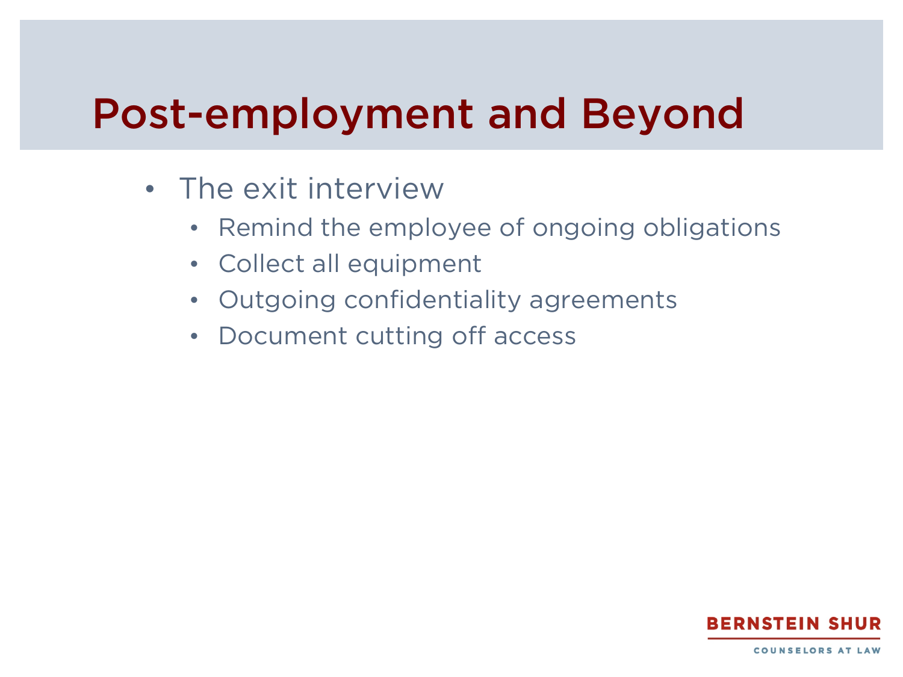# Post-employment and Beyond

- The exit interview
  - Remind the employee of ongoing obligations
  - Collect all equipment
  - Outgoing confidentiality agreements
  - Document cutting off access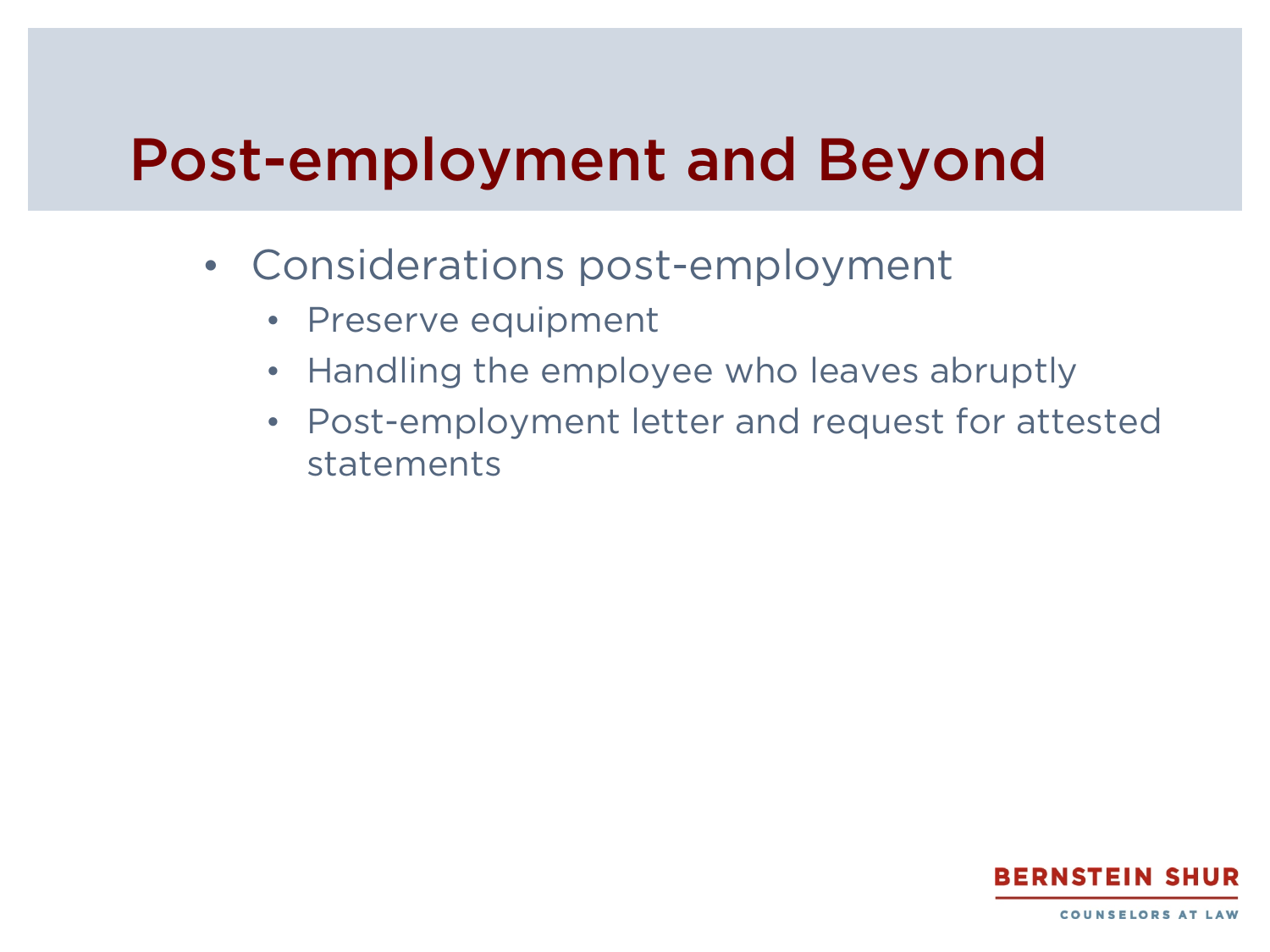# Post-employment and Beyond

- Considerations post-employment
  - Preserve equipment
  - Handling the employee who leaves abruptly
  - Post-employment letter and request for attested statements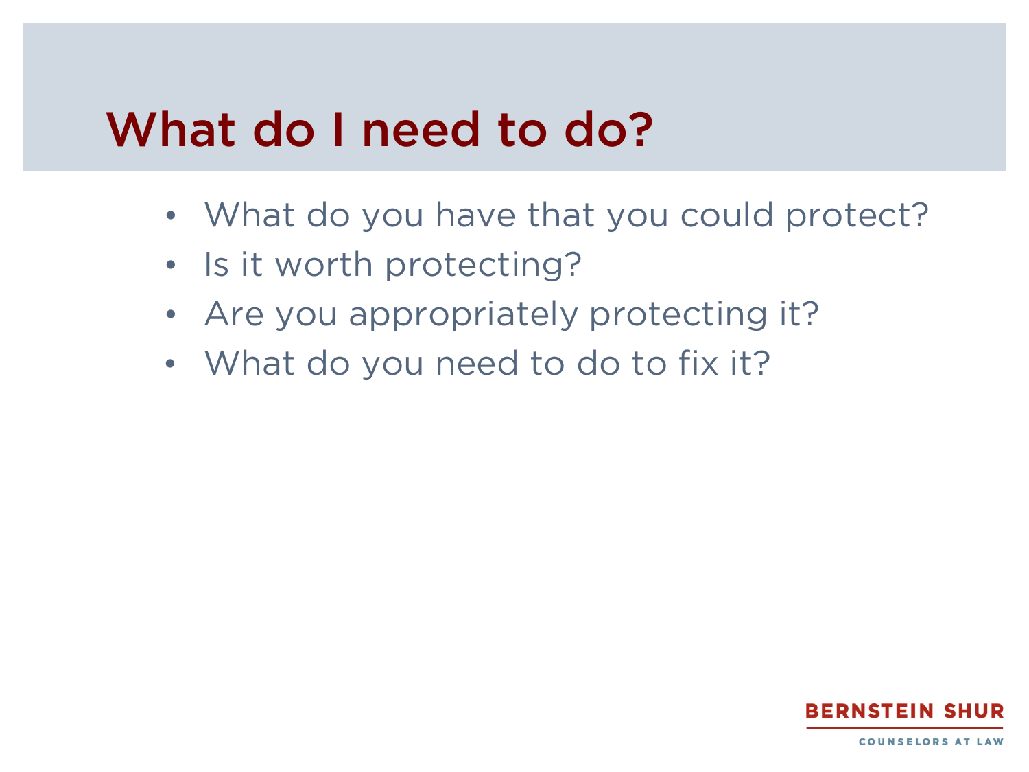# What do I need to do?

- What do you have that you could protect?
- Is it worth protecting?
- Are you appropriately protecting it?
- What do you need to do to fix it?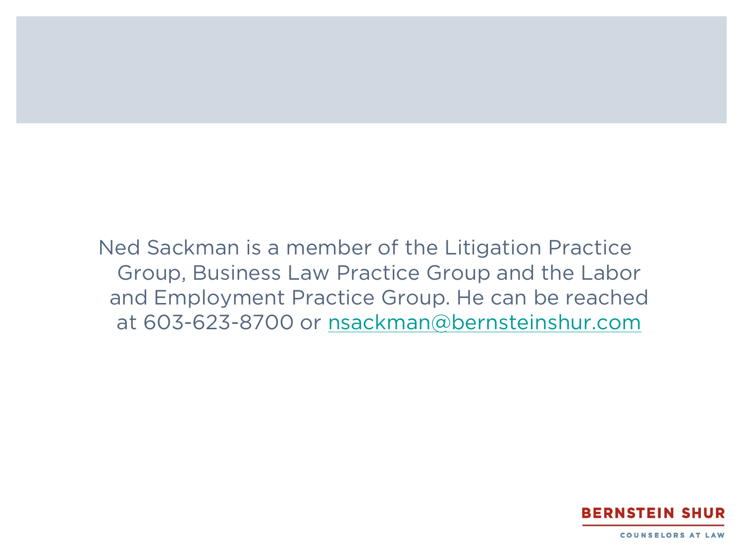Ned Sackman is a member of the Litigation Practice Group, Business Law Practice Group and the Labor and Employment Practice Group. He can be reached at 603-623-8700 or nsackman@bernsteinshur.com

BERNSTEIN SHUR

COUNSELORS AT LAW